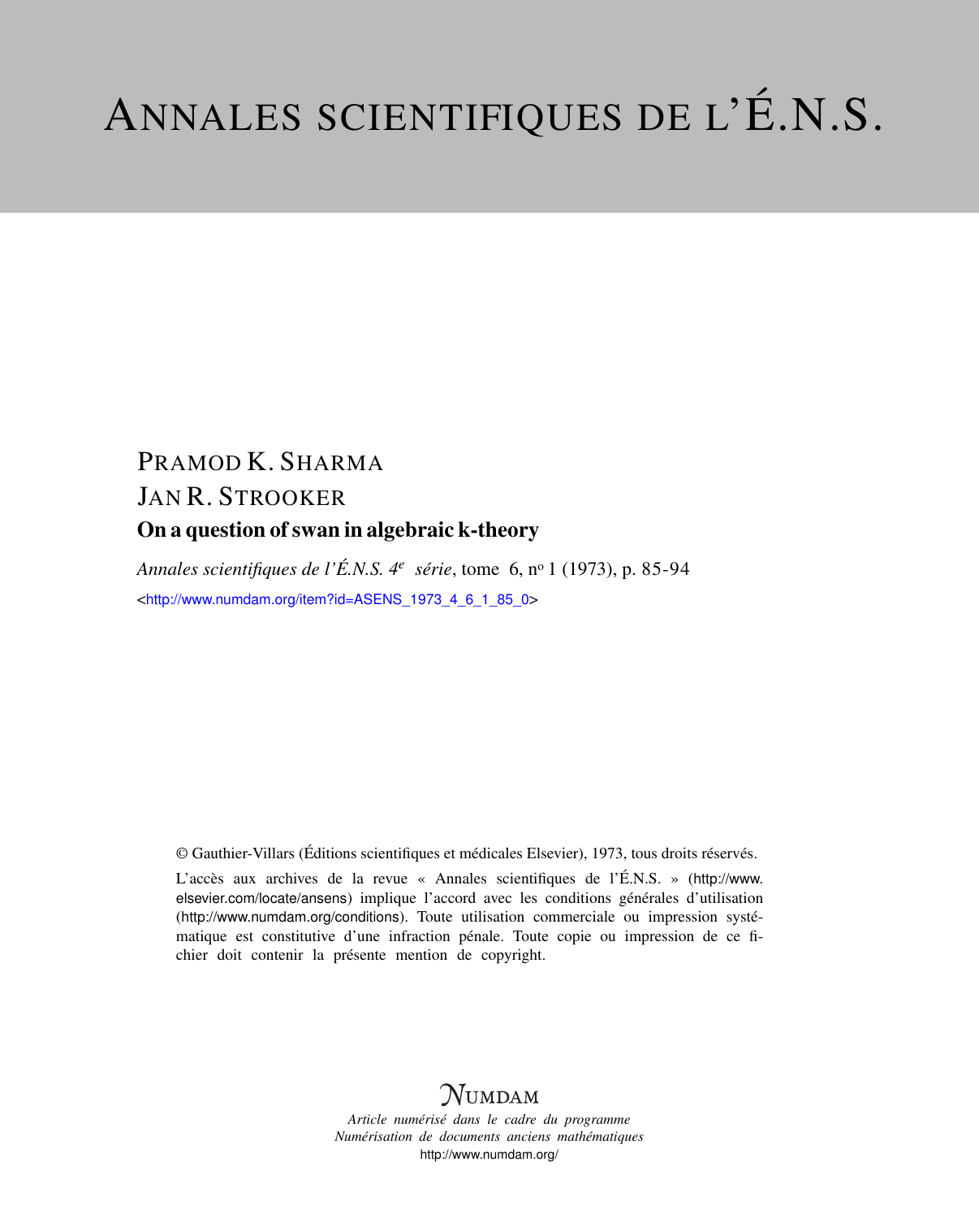# ANNALES SCIENTIFIQUES DE L'É.N.S.

PRAMOD K. SHARMA

JAN R. STROOKER

**On a question of swan in algebraic k-theory**

*Annales scientifiques de l'É.N.S. 4e série*, tome 6, no 1 (1973), p. 85-94

<http://www.numdam.org/item?id=ASENS_1973_4_6_1_85_0>

© Gauthier-Villars (Éditions scientifiques et médicales Elsevier), 1973, tous droits réservés.

L'accès aux archives de la revue « Annales scientifiques de l'É.N.S. » (http://www.elsevier.com/locate/ansens) implique l'accord avec les conditions générales d'utilisation (http://www.numdam.org/conditions). Toute utilisation commerciale ou impression systématique est constitutive d'une infraction pénale. Toute copie ou impression de ce fichier doit contenir la présente mention de copyright.

NUMDAM

*Article numérisé dans le cadre du programme*
*Numérisation de documents anciens mathématiques*
http://www.numdam.org/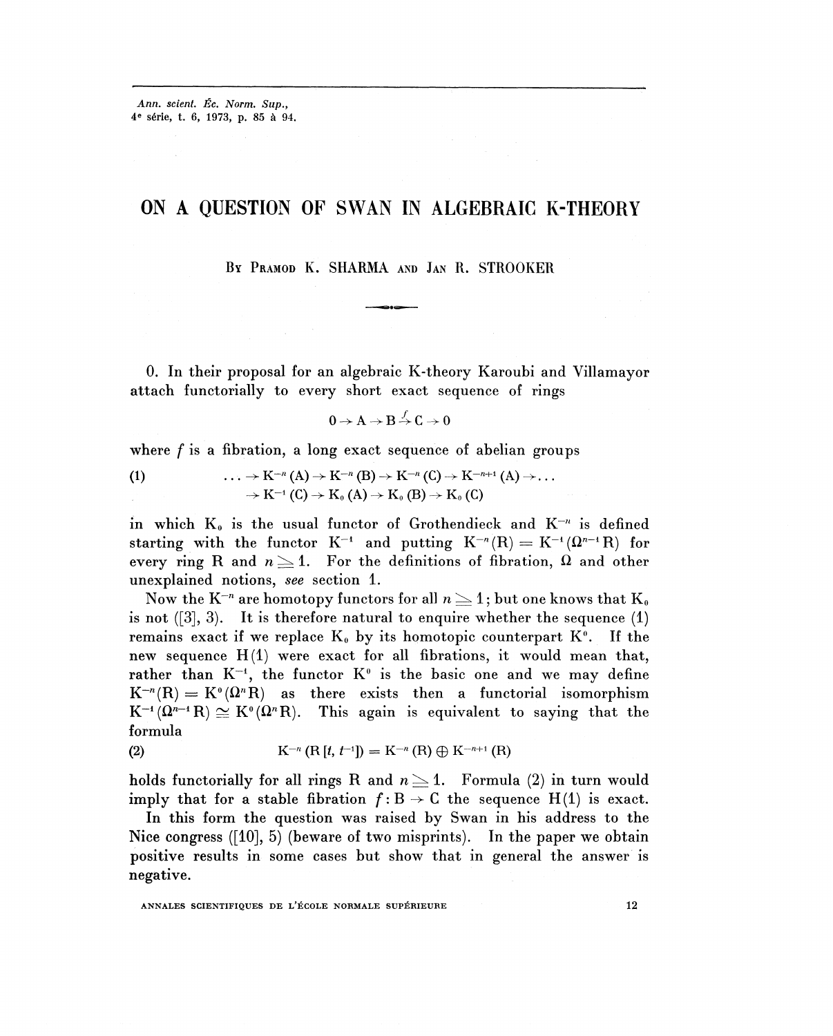# ON A QUESTION OF SWAN IN ALGEBRAIC K-THEORY

By Pramod K. Sharma and Jan R. Strooker

0. In their proposal for an algebraic K-theory Karoubi and Villamayor attach functorially to every short exact sequence of rings

$$0 \to A \to B \xrightarrow{f} C \to 0$$

where $f$ is a fibration, a long exact sequence of abelian groups

$$\text{(1)} \qquad \begin{aligned} \ldots &\to K^{-n}(A) \to K^{-n}(B) \to K^{-n}(C) \to K^{-n+1}(A) \to \ldots \\ &\to K^{-1}(C) \to K_0(A) \to K_0(B) \to K_0(C) \end{aligned}$$

in which $K_0$ is the usual functor of Grothendieck and $K^{-n}$ is defined starting with the functor $K^{-1}$ and putting $K^{-n}(R) = K^{-1}(\Omega^{n-1}R)$ for every ring R and $n \geq 1$. For the definitions of fibration, $\Omega$ and other unexplained notions, *see* section 1.

Now the $K^{-n}$ are homotopy functors for all $n \geq 1$; but one knows that $K_0$ is not ([3], 3). It is therefore natural to enquire whether the sequence (1) remains exact if we replace $K_0$ by its homotopic counterpart $K^0$. If the new sequence H(1) were exact for all fibrations, it would mean that, rather than $K^{-1}$, the functor $K^0$ is the basic one and we may define $K^{-n}(R) = K^0(\Omega^n R)$ as there exists then a functorial isomorphism $K^{-1}(\Omega^{n-1}R) \simeq K^0(\Omega^n R)$. This again is equivalent to saying that the formula

$$\text{(2)} \qquad K^{-n}(R[t, t^{-1}]) = K^{-n}(R) \oplus K^{-n+1}(R)$$

holds functorially for all rings R and $n \geq 1$. Formula (2) in turn would imply that for a stable fibration $f : B \to C$ the sequence H(1) is exact.

In this form the question was raised by Swan in his address to the Nice congress ([10], 5) (beware of two misprints). In the paper we obtain positive results in some cases but show that in general the answer is negative.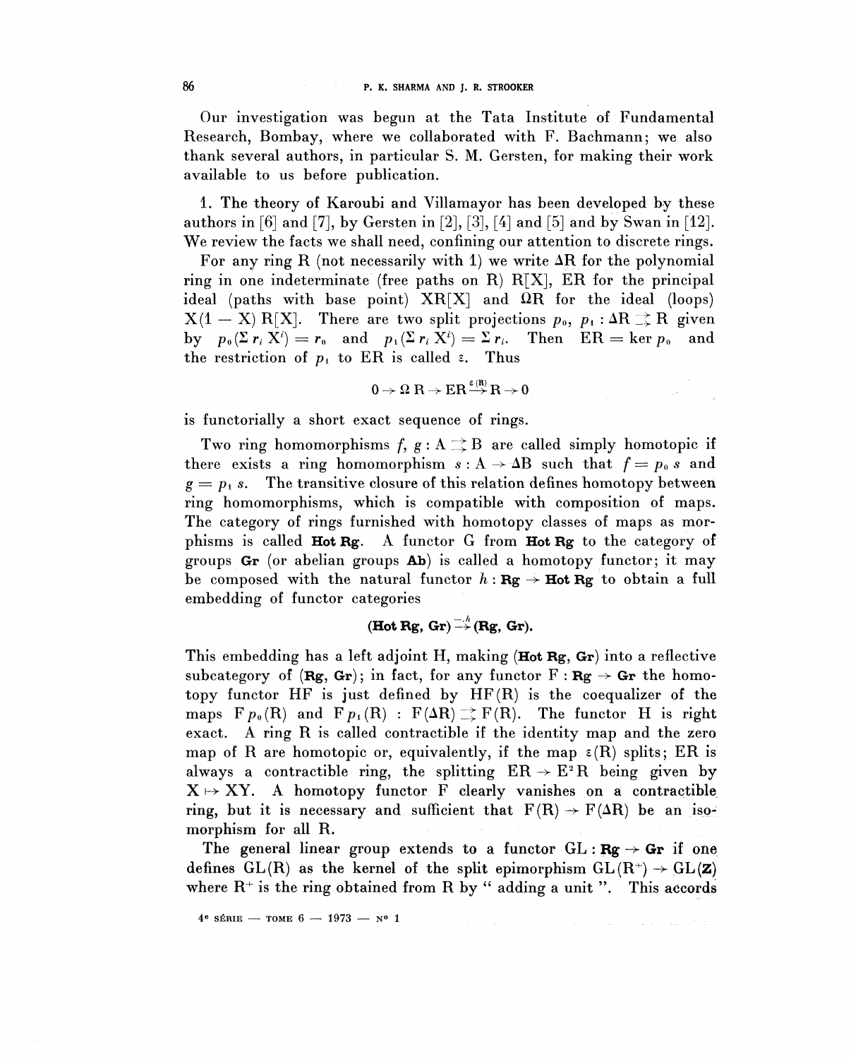Our investigation was begun at the Tata Institute of Fundamental Research, Bombay, where we collaborated with F. Bachmann; we also thank several authors, in particular S. M. Gersten, for making their work available to us before publication.

1. The theory of Karoubi and Villamayor has been developed by these authors in [6] and [7], by Gersten in [2], [3], [4] and [5] and by Swan in [12]. We review the facts we shall need, confining our attention to discrete rings.

For any ring R (not necessarily with 1) we write $\Delta R$ for the polynomial ring in one indeterminate (free paths on R) $R[X]$, ER for the principal ideal (paths with base point) $XR[X]$ and $\Omega R$ for the ideal (loops) $X(1-X)R[X]$. There are two split projections $p_0, p_1 : \Delta R \rightrightarrows R$ given by $p_0(\Sigma r_i X^i) = r_0$ and $p_1(\Sigma r_i X^i) = \Sigma r_i$. Then $ER = \ker p_0$ and the restriction of $p_1$ to ER is called $\varepsilon$. Thus

$$0 \to \Omega R \to ER \xrightarrow{\varepsilon(R)} R \to 0$$

is functorially a short exact sequence of rings.

Two ring homomorphisms $f, g : A \rightrightarrows B$ are called simply homotopic if there exists a ring homomorphism $s : A \to \Delta B$ such that $f = p_0 s$ and $g = p_1 s$. The transitive closure of this relation defines homotopy between ring homomorphisms, which is compatible with composition of maps. The category of rings furnished with homotopy classes of maps as morphisms is called **Hot Rg**. A functor G from **Hot Rg** to the category of groups **Gr** (or abelian groups **Ab**) is called a homotopy functor; it may be composed with the natural functor $h : \mathbf{Rg} \to \mathbf{Hot\ Rg}$ to obtain a full embedding of functor categories

$$(\mathbf{Hot\ Rg}, \mathbf{Gr}) \xrightarrow{-.h} (\mathbf{Rg}, \mathbf{Gr}).$$

This embedding has a left adjoint H, making (**Hot Rg**, **Gr**) into a reflective subcategory of (**Rg**, **Gr**); in fact, for any functor $F : \mathbf{Rg} \to \mathbf{Gr}$ the homotopy functor HF is just defined by HF(R) is the coequalizer of the maps $F p_0(R)$ and $F p_1(R) : F(\Delta R) \rightrightarrows F(R)$. The functor H is right exact. A ring R is called contractible if the identity map and the zero map of R are homotopic or, equivalently, if the map $\varepsilon(R)$ splits; ER is always a contractible ring, the splitting $ER \to E^2R$ being given by $X \mapsto XY$. A homotopy functor F clearly vanishes on a contractible ring, but it is necessary and sufficient that $F(R) \to F(\Delta R)$ be an isomorphism for all R.

The general linear group extends to a functor $GL : \mathbf{Rg} \to \mathbf{Gr}$ if one defines GL(R) as the kernel of the split epimorphism $GL(R^+) \to GL(\mathbf{Z})$ where $R^+$ is the ring obtained from R by " adding a unit ". This accords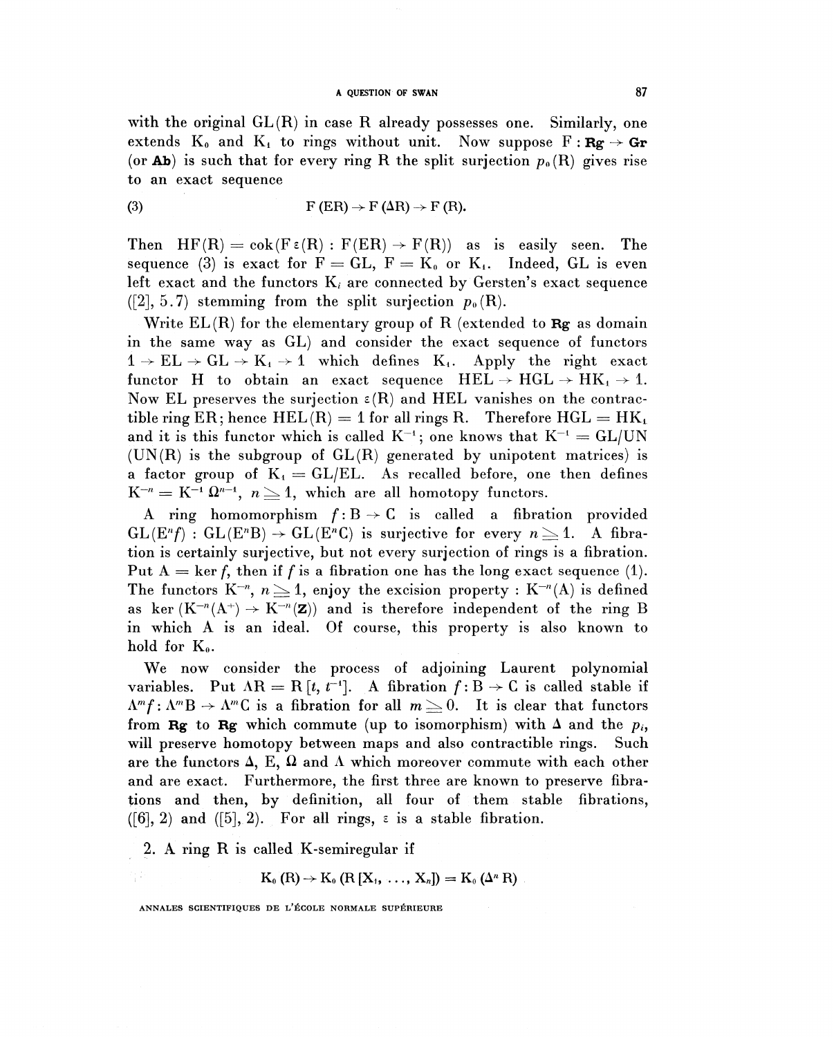with the original $\mathrm{GL}(\mathrm{R})$ in case R already possesses one. Similarly, one extends $\mathrm{K}_0$ and $\mathrm{K}_1$ to rings without unit. Now suppose $\mathrm{F} : \mathbf{Rg} \to \mathbf{Gr}$ (or $\mathbf{Ab}$) is such that for every ring R the split surjection $p_0(\mathrm{R})$ gives rise to an exact sequence

$$\mathrm{F}(\mathrm{ER}) \to \mathrm{F}(\Delta\mathrm{R}) \to \mathrm{F}(\mathrm{R}). \tag{3}$$

Then $\mathrm{HF}(\mathrm{R}) = \operatorname{cok}(\mathrm{F}\,\varepsilon(\mathrm{R}) : \mathrm{F}(\mathrm{ER}) \to \mathrm{F}(\mathrm{R}))$ as is easily seen. The sequence (3) is exact for $\mathrm{F} = \mathrm{GL}$, $\mathrm{F} = \mathrm{K}_0$ or $\mathrm{K}_1$. Indeed, GL is even left exact and the functors $\mathrm{K}_i$ are connected by Gersten's exact sequence ([2], 5.7) stemming from the split surjection $p_0(\mathrm{R})$.

Write $\mathrm{EL}(\mathrm{R})$ for the elementary group of R (extended to $\mathbf{Rg}$ as domain in the same way as GL) and consider the exact sequence of functors $1 \to \mathrm{EL} \to \mathrm{GL} \to \mathrm{K}_1 \to 1$ which defines $\mathrm{K}_1$. Apply the right exact functor H to obtain an exact sequence $\mathrm{HEL} \to \mathrm{HGL} \to \mathrm{HK}_1 \to 1$. Now EL preserves the surjection $\varepsilon(\mathrm{R})$ and HEL vanishes on the contractible ring ER; hence $\mathrm{HEL}(\mathrm{R}) = 1$ for all rings R. Therefore $\mathrm{HGL} = \mathrm{HK}_1$ and it is this functor which is called $\mathrm{K}^{-1}$; one knows that $\mathrm{K}^{-1} = \mathrm{GL}/\mathrm{UN}$ ($\mathrm{UN}(\mathrm{R})$ is the subgroup of $\mathrm{GL}(\mathrm{R})$ generated by unipotent matrices) is a factor group of $\mathrm{K}_1 = \mathrm{GL}/\mathrm{EL}$. As recalled before, one then defines $\mathrm{K}^{-n} = \mathrm{K}^{-1}\,\Omega^{n-1}$, $n \geq 1$, which are all homotopy functors.

A ring homomorphism $f : \mathrm{B} \to \mathrm{C}$ is called a fibration provided $\mathrm{GL}(\mathrm{E}^n f) : \mathrm{GL}(\mathrm{E}^n\mathrm{B}) \to \mathrm{GL}(\mathrm{E}^n\mathrm{C})$ is surjective for every $n \geq 1$. A fibration is certainly surjective, but not every surjection of rings is a fibration. Put $\mathrm{A} = \ker f$, then if $f$ is a fibration one has the long exact sequence (1). The functors $\mathrm{K}^{-n}$, $n \geq 1$, enjoy the excision property : $\mathrm{K}^{-n}(\mathrm{A})$ is defined as $\ker(\mathrm{K}^{-n}(\mathrm{A}^+) \to \mathrm{K}^{-n}(\mathbf{Z}))$ and is therefore independent of the ring B in which A is an ideal. Of course, this property is also known to hold for $\mathrm{K}_0$.

We now consider the process of adjoining Laurent polynomial variables. Put $\Lambda\mathrm{R} = \mathrm{R}[t, t^{-1}]$. A fibration $f : \mathrm{B} \to \mathrm{C}$ is called stable if $\Lambda^m f : \Lambda^m\mathrm{B} \to \Lambda^m\mathrm{C}$ is a fibration for all $m \geq 0$. It is clear that functors from $\mathbf{Rg}$ to $\mathbf{Rg}$ which commute (up to isomorphism) with $\Delta$ and the $p_i$, will preserve homotopy between maps and also contractible rings. Such are the functors $\Delta$, E, $\Omega$ and $\Lambda$ which moreover commute with each other and are exact. Furthermore, the first three are known to preserve fibrations and then, by definition, all four of them stable fibrations, ([6], 2) and ([5], 2). For all rings, $\varepsilon$ is a stable fibration.

2. A ring R is called K-semiregular if

$$\mathrm{K}_0(\mathrm{R}) \to \mathrm{K}_0(\mathrm{R}[\mathrm{X}_1, \ldots, \mathrm{X}_n]) = \mathrm{K}_0(\Delta^n\mathrm{R})$$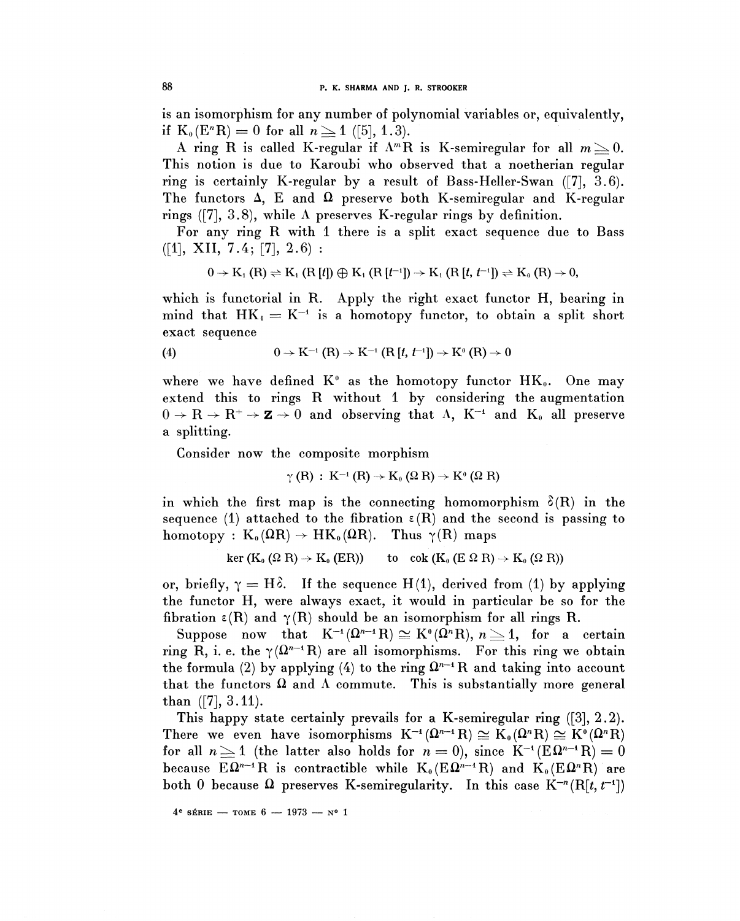is an isomorphism for any number of polynomial variables or, equivalently, if $K_0(E^n R) = 0$ for all $n \geq 1$ ([5], 1.3).

A ring R is called K-regular if $\Lambda^m R$ is K-semiregular for all $m \geq 0$. This notion is due to Karoubi who observed that a noetherian regular ring is certainly K-regular by a result of Bass-Heller-Swan ([7], 3.6). The functors $\Delta$, E and $\Omega$ preserve both K-semiregular and K-regular rings ([7], 3.8), while $\Lambda$ preserves K-regular rings by definition.

For any ring R with 1 there is a split exact sequence due to Bass ([1], XII, 7.4; [7], 2.6):

$$0 \to K_1(R) \rightleftarrows K_1(R[t]) \oplus K_1(R[t^{-1}]) \to K_1(R[t, t^{-1}]) \rightleftarrows K_0(R) \to 0,$$

which is functorial in R. Apply the right exact functor H, bearing in mind that $HK_1 = K^{-1}$ is a homotopy functor, to obtain a split short exact sequence

$$(4) \qquad 0 \to K^{-1}(R) \to K^{-1}(R[t, t^{-1}]) \to K^0(R) \to 0$$

where we have defined $K^0$ as the homotopy functor $HK_0$. One may extend this to rings R without 1 by considering the augmentation $0 \to R \to R^+ \to \mathbf{Z} \to 0$ and observing that $\Lambda$, $K^{-1}$ and $K_0$ all preserve a splitting.

Consider now the composite morphism

$$\gamma(R) : K^{-1}(R) \to K_0(\Omega R) \to K^0(\Omega R)$$

in which the first map is the connecting homomorphism $\partial(R)$ in the sequence (1) attached to the fibration $\varepsilon(R)$ and the second is passing to homotopy : $K_0(\Omega R) \to HK_0(\Omega R)$. Thus $\gamma(R)$ maps

$$\ker(K_0(\Omega R) \to K_0(ER)) \quad \text{to} \quad \operatorname{cok}(K_0(E\Omega R) \to K_0(\Omega R))$$

or, briefly, $\gamma = H\partial$. If the sequence H(1), derived from (1) by applying the functor H, were always exact, it would in particular be so for the fibration $\varepsilon(R)$ and $\gamma(R)$ should be an isomorphism for all rings R.

Suppose now that $K^{-1}(\Omega^{n-1}R) \simeq K^0(\Omega^n R)$, $n \geq 1$, for a certain ring R, i. e. the $\gamma(\Omega^{n-1}R)$ are all isomorphisms. For this ring we obtain the formula (2) by applying (4) to the ring $\Omega^{n-1}R$ and taking into account that the functors $\Omega$ and $\Lambda$ commute. This is substantially more general than ([7], 3.11).

This happy state certainly prevails for a K-semiregular ring ([3], 2.2). There we even have isomorphisms $K^{-1}(\Omega^{n-1}R) \simeq K_0(\Omega^n R) \simeq K^0(\Omega^n R)$ for all $n \geq 1$ (the latter also holds for $n = 0$), since $K^{-1}(E\Omega^{n-1}R) = 0$ because $E\Omega^{n-1}R$ is contractible while $K_0(E\Omega^{n-1}R)$ and $K_0(E\Omega^n R)$ are both 0 because $\Omega$ preserves K-semiregularity. In this case $K^{-n}(R[t, t^{-1}])$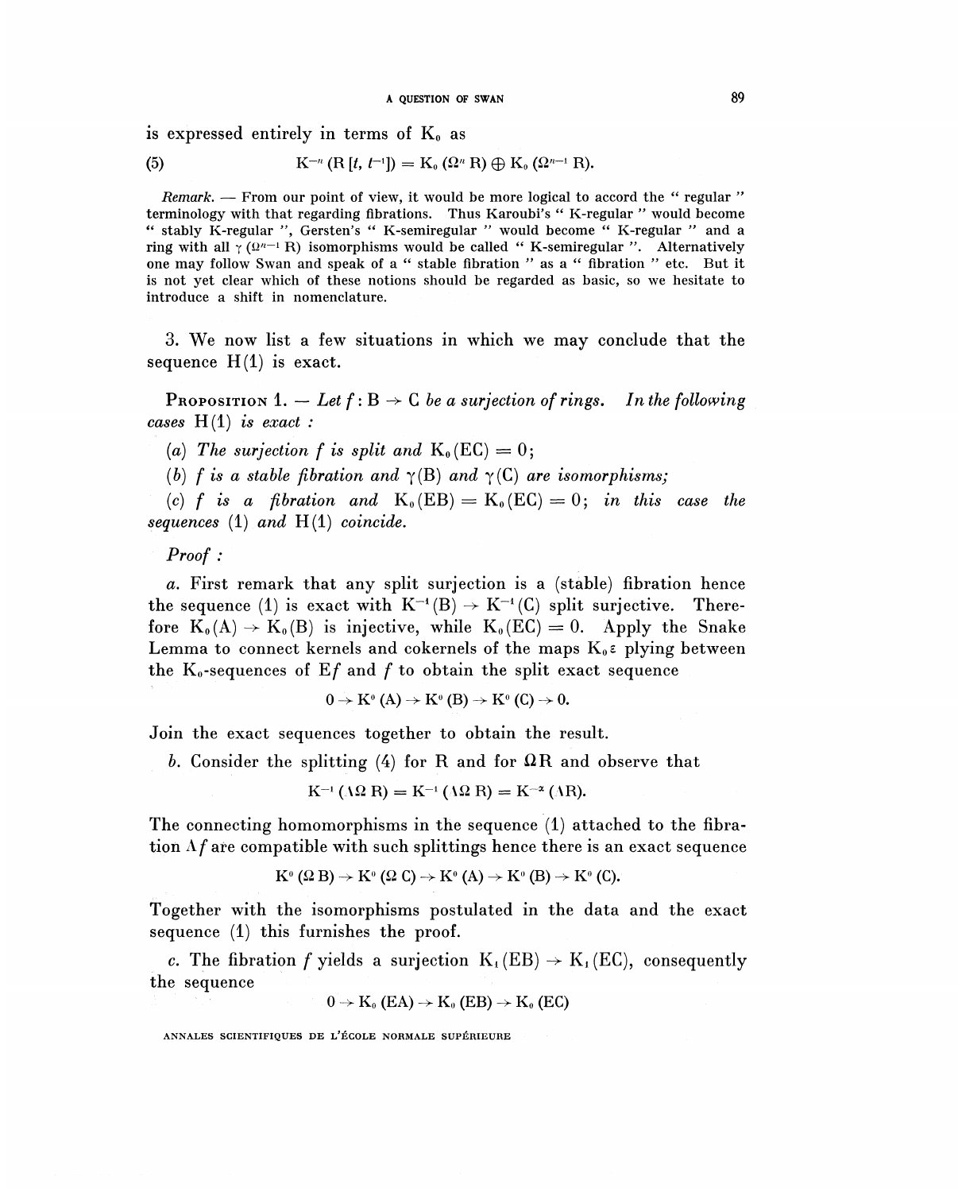is expressed entirely in terms of $K_0$ as

(5) $$K^{-n}(R[t, t^{-1}]) = K_0(\Omega^n R) \oplus K_0(\Omega^{n-1} R).$$

*Remark.* — From our point of view, it would be more logical to accord the " regular " terminology with that regarding fibrations. Thus Karoubi's " K-regular " would become " stably K-regular ", Gersten's " K-semiregular " would become " K-regular " and a ring with all $\gamma(\Omega^{n-1} R)$ isomorphisms would be called " K-semiregular ". Alternatively one may follow Swan and speak of a " stable fibration " as a " fibration " etc. But it is not yet clear which of these notions should be regarded as basic, so we hesitate to introduce a shift in nomenclature.

3. We now list a few situations in which we may conclude that the sequence H(1) is exact.

PROPOSITION 1. — *Let $f : B \to C$ be a surjection of rings. In the following cases* H(1) *is exact :*

(*a*) *The surjection f is split and $K_0(EC) = 0$;*

(*b*) *f is a stable fibration and $\gamma(B)$ and $\gamma(C)$ are isomorphisms;*

(*c*) *f is a fibration and $K_0(EB) = K_0(EC) = 0$; in this case the sequences* (1) *and* H(1) *coincide.*

*Proof :*

*a.* First remark that any split surjection is a (stable) fibration hence the sequence (1) is exact with $K^{-1}(B) \to K^{-1}(C)$ split surjective. Therefore $K_0(A) \to K_0(B)$ is injective, while $K_0(EC) = 0$. Apply the Snake Lemma to connect kernels and cokernels of the maps $K_0 \varepsilon$ plying between the $K_0$-sequences of $Ef$ and $f$ to obtain the split exact sequence

$$0 \to K^0(A) \to K^0(B) \to K^0(C) \to 0.$$

Join the exact sequences together to obtain the result.

*b.* Consider the splitting (4) for R and for $\Omega R$ and observe that

$$K^{-1}(\Lambda \Omega R) = K^{-1}(\Lambda \Omega R) = K^{-2}(\Lambda R).$$

The connecting homomorphisms in the sequence (1) attached to the fibration $\Lambda f$ are compatible with such splittings hence there is an exact sequence

$$K^0(\Omega B) \to K^0(\Omega C) \to K^0(A) \to K^0(B) \to K^0(C).$$

Together with the isomorphisms postulated in the data and the exact sequence (1) this furnishes the proof.

*c.* The fibration $f$ yields a surjection $K_1(EB) \to K_1(EC)$, consequently the sequence

$$0 \to K_0(EA) \to K_0(EB) \to K_0(EC)$$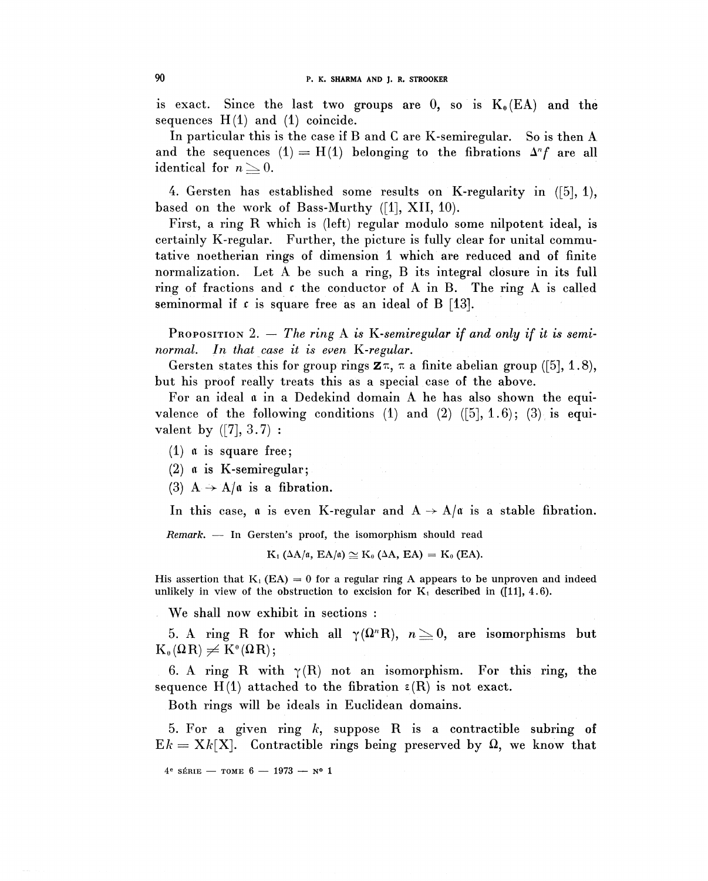is exact. Since the last two groups are 0, so is $K_0(EA)$ and the sequences $H(1)$ and (1) coincide.

In particular this is the case if B and C are K-semiregular. So is then A and the sequences $(1) = H(1)$ belonging to the fibrations $\Delta^n f$ are all identical for $n \geq 0$.

4. Gersten has established some results on K-regularity in ([5], 1), based on the work of Bass-Murthy ([1], XII, 10).

First, a ring R which is (left) regular modulo some nilpotent ideal, is certainly K-regular. Further, the picture is fully clear for unital commutative noetherian rings of dimension 1 which are reduced and of finite normalization. Let A be such a ring, B its integral closure in its full ring of fractions and $\mathfrak{c}$ the conductor of A in B. The ring A is called seminormal if $\mathfrak{c}$ is square free as an ideal of B [13].

PROPOSITION 2. — *The ring* A *is* K-*semiregular if and only if it is seminormal. In that case it is even* K-*regular.*

Gersten states this for group rings $\mathbf{Z}\pi$, $\pi$ a finite abelian group ([5], 1.8), but his proof really treats this as a special case of the above.

For an ideal $\mathfrak{a}$ in a Dedekind domain A he has also shown the equivalence of the following conditions (1) and (2) ([5], 1.6); (3) is equivalent by ([7], 3.7) :

(1) $\mathfrak{a}$ is square free;

(2) $\mathfrak{a}$ is K-semiregular;

(3) $A \to A/\mathfrak{a}$ is a fibration.

In this case, $\mathfrak{a}$ is even K-regular and $A \to A/\mathfrak{a}$ is a stable fibration.

*Remark.* — In Gersten's proof, the isomorphism should read

$$K_1(\Delta A/\mathfrak{a}, EA/\mathfrak{a}) \simeq K_0(\Delta A, EA) = K_0(EA).$$

His assertion that $K_1(EA) = 0$ for a regular ring A appears to be unproven and indeed unlikely in view of the obstruction to excision for $K_1$ described in ([11], 4.6).

We shall now exhibit in sections :

5. A ring R for which all $\gamma(\Omega^n R)$, $n \geq 0$, are isomorphisms but $K_0(\Omega R) \neq K^0(\Omega R)$;

6. A ring R with $\gamma(R)$ not an isomorphism. For this ring, the sequence $H(1)$ attached to the fibration $\varepsilon(R)$ is not exact.

Both rings will be ideals in Euclidean domains.

5. For a given ring $k$, suppose R is a contractible subring of $Ek = Xk[X]$. Contractible rings being preserved by $\Omega$, we know that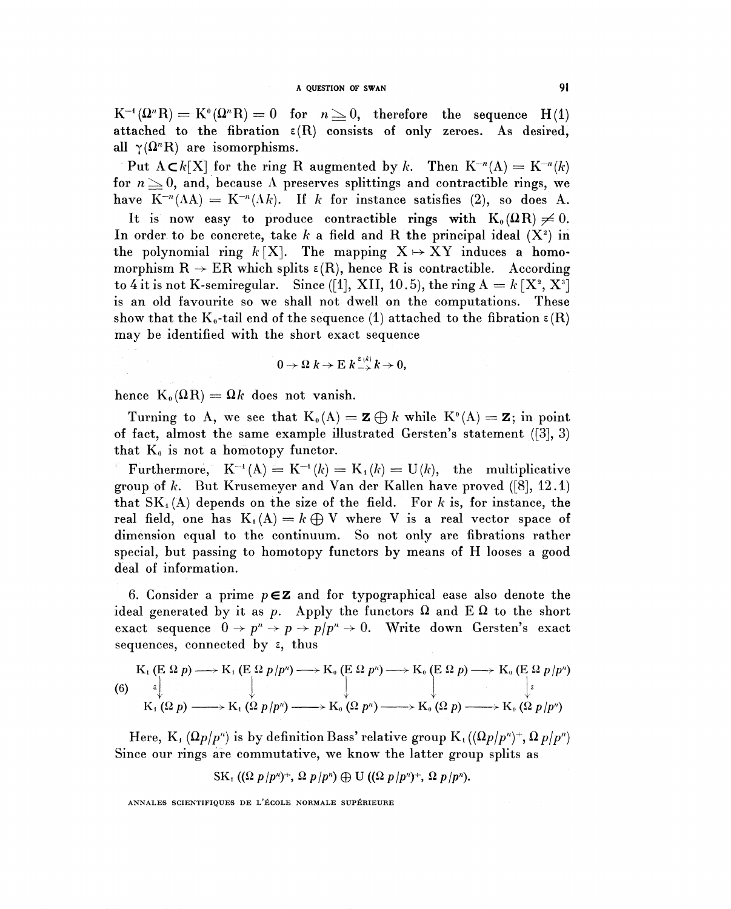$K^{-1}(\Omega^n R) = K^0(\Omega^n R) = 0$ for $n \geq 0$, therefore the sequence H(1) attached to the fibration $\varepsilon(R)$ consists of only zeroes. As desired, all $\gamma(\Omega^n R)$ are isomorphisms.

Put $A \subset k[X]$ for the ring R augmented by $k$. Then $K^{-n}(A) = K^{-n}(k)$ for $n \geq 0$, and, because $\Lambda$ preserves splittings and contractible rings, we have $K^{-n}(\Lambda A) = K^{-n}(\Lambda k)$. If $k$ for instance satisfies (2), so does A.

It is now easy to produce contractible rings with $K_0(\Omega R) \neq 0$. In order to be concrete, take $k$ a field and R the principal ideal $(X^2)$ in the polynomial ring $k[X]$. The mapping $X \mapsto XY$ induces a homomorphism $R \to ER$ which splits $\varepsilon(R)$, hence R is contractible. According to 4 it is not K-semiregular. Since ([1], XII, 10.5), the ring $A = k[X^2, X^3]$ is an old favourite so we shall not dwell on the computations. These show that the $K_0$-tail end of the sequence (1) attached to the fibration $\varepsilon(R)$ may be identified with the short exact sequence

$$0 \to \Omega\, k \to E\, k \xrightarrow{\varepsilon(k)} k \to 0,$$

hence $K_0(\Omega R) = \Omega k$ does not vanish.

Turning to A, we see that $K_0(A) = \mathbf{Z} \oplus k$ while $K^0(A) = \mathbf{Z}$; in point of fact, almost the same example illustrated Gersten's statement ([3], 3) that $K_0$ is not a homotopy functor.

Furthermore, $K^{-1}(A) = K^{-1}(k) = K_1(k) = U(k)$, the multiplicative group of $k$. But Krusemeyer and Van der Kallen have proved ([8], 12.1) that $SK_1(A)$ depends on the size of the field. For $k$ is, for instance, the real field, one has $K_1(A) = k \oplus V$ where V is a real vector space of dimension equal to the continuum. So not only are fibrations rather special, but passing to homotopy functors by means of H looses a good deal of information.

6. Consider a prime $p \in \mathbf{Z}$ and for typographical ease also denote the ideal generated by it as $p$. Apply the functors $\Omega$ and $E\,\Omega$ to the short exact sequence $0 \to p^n \to p \to p/p^n \to 0$. Write down Gersten's exact sequences, connected by $\varepsilon$, thus

$$(6)\quad \begin{array}{ccccccccc}
K_1(E\,\Omega\, p) & \longrightarrow & K_1(E\,\Omega\, p/p^n) & \longrightarrow & K_0(E\,\Omega\, p^n) & \longrightarrow & K_0(E\,\Omega\, p) & \longrightarrow & K_0(E\,\Omega\, p/p^n) \\
\downarrow{\scriptstyle\varepsilon} & & \downarrow & & \downarrow & & \downarrow & & \downarrow{\scriptstyle\varepsilon} \\
K_1(\Omega\, p) & \longrightarrow & K_1(\Omega\, p/p^n) & \longrightarrow & K_0(\Omega\, p^n) & \longrightarrow & K_0(\Omega\, p) & \longrightarrow & K_0(\Omega\, p/p^n)
\end{array}$$

Here, $K_1(\Omega p/p^n)$ is by definition Bass' relative group $K_1((\Omega p/p^n)^+, \Omega\, p/p^n)$ Since our rings are commutative, we know the latter group splits as

$$SK_1((\Omega\, p/p^n)^+, \Omega\, p/p^n) \oplus U((\Omega\, p/p^n)^+, \Omega\, p/p^n).$$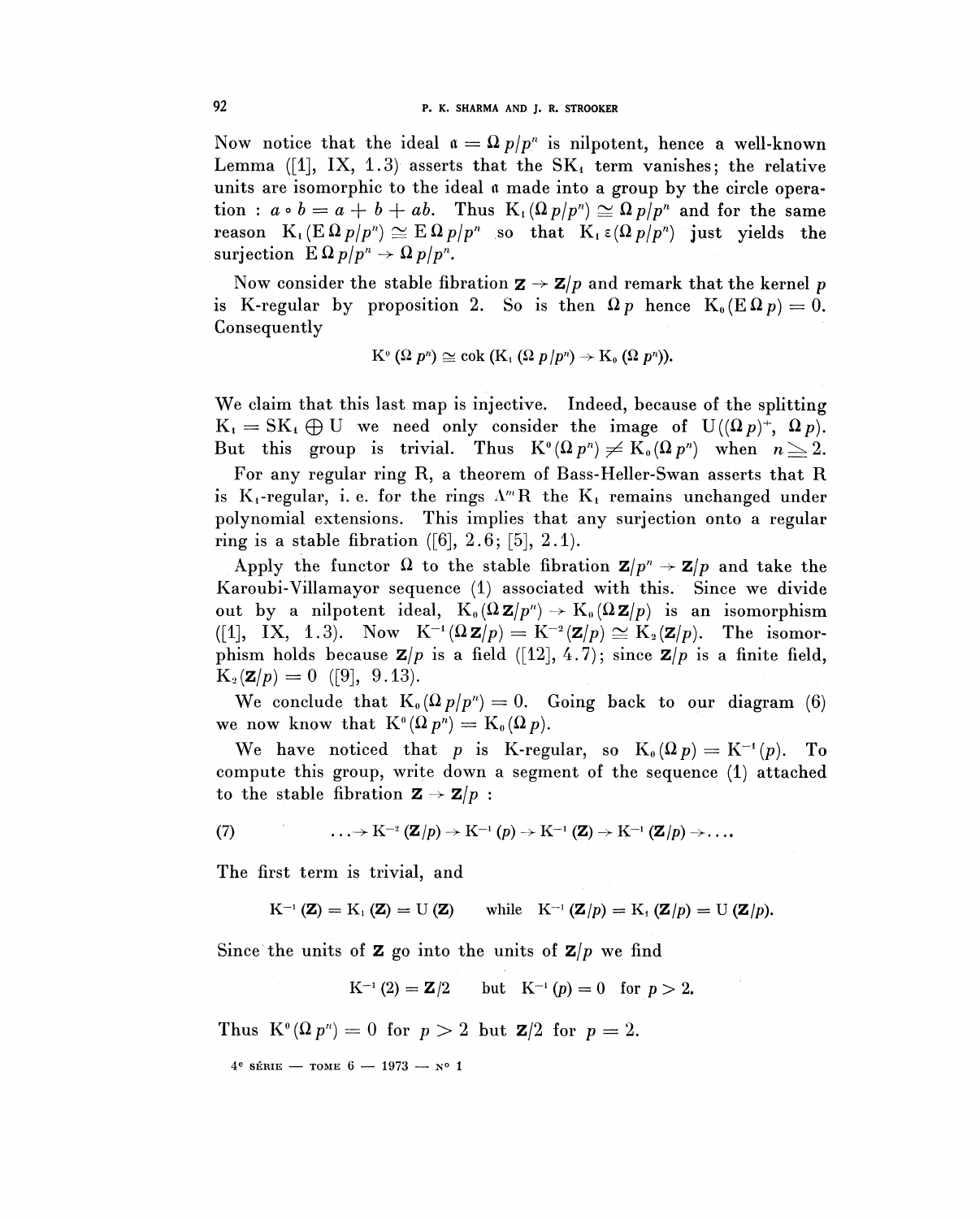Now notice that the ideal $\mathfrak{a} = \Omega\, p/p^n$ is nilpotent, hence a well-known Lemma ([1], IX, 1.3) asserts that the $SK_1$ term vanishes; the relative units are isomorphic to the ideal $\mathfrak{a}$ made into a group by the circle operation : $a \circ b = a + b + ab$. Thus $K_1(\Omega\, p/p^n) \simeq \Omega\, p/p^n$ and for the same reason $K_1(E\,\Omega\, p/p^n) \simeq E\,\Omega\, p/p^n$ so that $K_1\,\varepsilon(\Omega\, p/p^n)$ just yields the surjection $E\,\Omega\, p/p^n \to \Omega\, p/p^n$.

Now consider the stable fibration $\mathbf{Z} \to \mathbf{Z}/p$ and remark that the kernel $p$ is K-regular by proposition 2. So is then $\Omega\, p$ hence $K_0(E\,\Omega\, p) = 0$. Consequently

$$K^0(\Omega\, p^n) \simeq \operatorname{cok}\,(K_1(\Omega\, p/p^n) \to K_0(\Omega\, p^n)).$$

We claim that this last map is injective. Indeed, because of the splitting $K_1 = SK_1 \oplus U$ we need only consider the image of $U((\Omega\, p)^+, \Omega\, p)$. But this group is trivial. Thus $K^0(\Omega\, p^n) \neq K_0(\Omega\, p^n)$ when $n \geq 2$.

For any regular ring R, a theorem of Bass-Heller-Swan asserts that R is $K_1$-regular, i. e. for the rings $\Lambda^m R$ the $K_1$ remains unchanged under polynomial extensions. This implies that any surjection onto a regular ring is a stable fibration ([6], 2.6; [5], 2.1).

Apply the functor $\Omega$ to the stable fibration $\mathbf{Z}/p^n \to \mathbf{Z}/p$ and take the Karoubi-Villamayor sequence (1) associated with this. Since we divide out by a nilpotent ideal, $K_0(\Omega\,\mathbf{Z}/p^n) \to K_0(\Omega\,\mathbf{Z}/p)$ is an isomorphism ([1], IX, 1.3). Now $K^{-1}(\Omega\,\mathbf{Z}/p) = K^{-2}(\mathbf{Z}/p) \simeq K_2(\mathbf{Z}/p)$. The isomorphism holds because $\mathbf{Z}/p$ is a field ([12], 4.7); since $\mathbf{Z}/p$ is a finite field, $K_2(\mathbf{Z}/p) = 0$ ([9], 9.13).

We conclude that $K_0(\Omega\, p/p^n) = 0$. Going back to our diagram (6) we now know that $K^0(\Omega\, p^n) = K_0(\Omega\, p)$.

We have noticed that $p$ is K-regular, so $K_0(\Omega\, p) = K^{-1}(p)$. To compute this group, write down a segment of the sequence (1) attached to the stable fibration $\mathbf{Z} \to \mathbf{Z}/p$ :

$$(7) \qquad \ldots \to K^{-2}(\mathbf{Z}/p) \to K^{-1}(p) \to K^{-1}(\mathbf{Z}) \to K^{-1}(\mathbf{Z}/p) \to \ldots.$$

The first term is trivial, and

$$K^{-1}(\mathbf{Z}) = K_1(\mathbf{Z}) = U(\mathbf{Z}) \quad \text{while} \quad K^{-1}(\mathbf{Z}/p) = K_1(\mathbf{Z}/p) = U(\mathbf{Z}/p).$$

Since the units of $\mathbf{Z}$ go into the units of $\mathbf{Z}/p$ we find

$$K^{-1}(2) = \mathbf{Z}/2 \quad \text{but} \quad K^{-1}(p) = 0 \quad \text{for } p > 2.$$

Thus $K^0(\Omega\, p^n) = 0$ for $p > 2$ but $\mathbf{Z}/2$ for $p = 2$.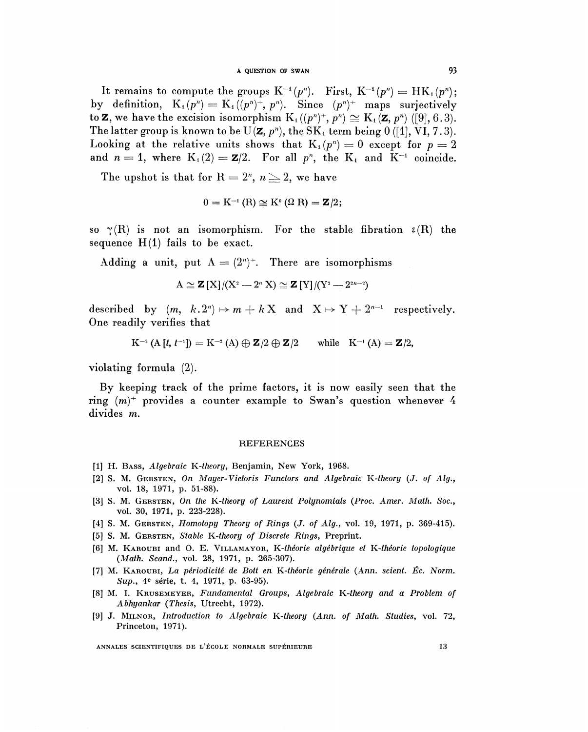It remains to compute the groups $K^{-1}(p^n)$. First, $K^{-1}(p^n) = HK_1(p^n)$; by definition, $K_1(p^n) = K_1((p^n)^+, p^n)$. Since $(p^n)^+$ maps surjectively to $\mathbf{Z}$, we have the excision isomorphism $K_1((p^n)^+, p^n) \cong K_1(\mathbf{Z}, p^n)$ ([9], 6.3). The latter group is known to be $U(\mathbf{Z}, p^n)$, the $SK_1$ term being 0 ([1], VI, 7.3). Looking at the relative units shows that $K_1(p^n) = 0$ except for $p = 2$ and $n = 1$, where $K_1(2) = \mathbf{Z}/2$. For all $p^n$, the $K_1$ and $K^{-1}$ coincide.

The upshot is that for $R = 2^n$, $n \geq 2$, we have

$$0 = K^{-1}(R) \not\cong K^0(\Omega R) = \mathbf{Z}/2;$$

so $\gamma(R)$ is not an isomorphism. For the stable fibration $\varepsilon(R)$ the sequence H(1) fails to be exact.

Adding a unit, put $A = (2^n)^+$. There are isomorphisms

$$A \cong \mathbf{Z}[X]/(X^2 - 2^n X) \cong \mathbf{Z}[Y]/(Y^2 - 2^{2n-2})$$

described by $(m, k.2^n) \mapsto m + kX$ and $X \mapsto Y + 2^{n-1}$ respectively. One readily verifies that

$$K^{-2}(A[t, t^{-1}]) = K^{-2}(A) \oplus \mathbf{Z}/2 \oplus \mathbf{Z}/2 \qquad \text{while} \quad K^{-1}(A) = \mathbf{Z}/2,$$

violating formula (2).

By keeping track of the prime factors, it is now easily seen that the ring $(m)^+$ provides a counter example to Swan's question whenever 4 divides $m$.

## REFERENCES

[1] H. Bass, *Algebraic K-theory*, Benjamin, New York, 1968.

[2] S. M. Gersten, *On Mayer-Vietoris Functors and Algebraic K-theory* (*J. of Alg.*, vol. 18, 1971, p. 51-88).

[3] S. M. Gersten, *On the K-theory of Laurent Polynomials* (*Proc. Amer. Math. Soc.*, vol. 30, 1971, p. 223-228).

[4] S. M. Gersten, *Homotopy Theory of Rings* (*J. of Alg.*, vol. 19, 1971, p. 369-415).

[5] S. M. Gersten, *Stable K-theory of Discrete Rings*, Preprint.

[6] M. Karoubi and O. E. Villamayor, *K-théorie algébrique et K-théorie topologique* (*Math. Scand.*, vol. 28, 1971, p. 265-307).

[7] M. Karoubi, *La périodicité de Bott en K-théorie générale* (*Ann. scient. Éc. Norm. Sup.*, 4e série, t. 4, 1971, p. 63-95).

[8] M. I. Krusemeyer, *Fundamental Groups, Algebraic K-theory and a Problem of Abhyankar* (*Thesis*, Utrecht, 1972).

[9] J. Milnor, *Introduction to Algebraic K-theory* (*Ann. of Math. Studies*, vol. 72, Princeton, 1971).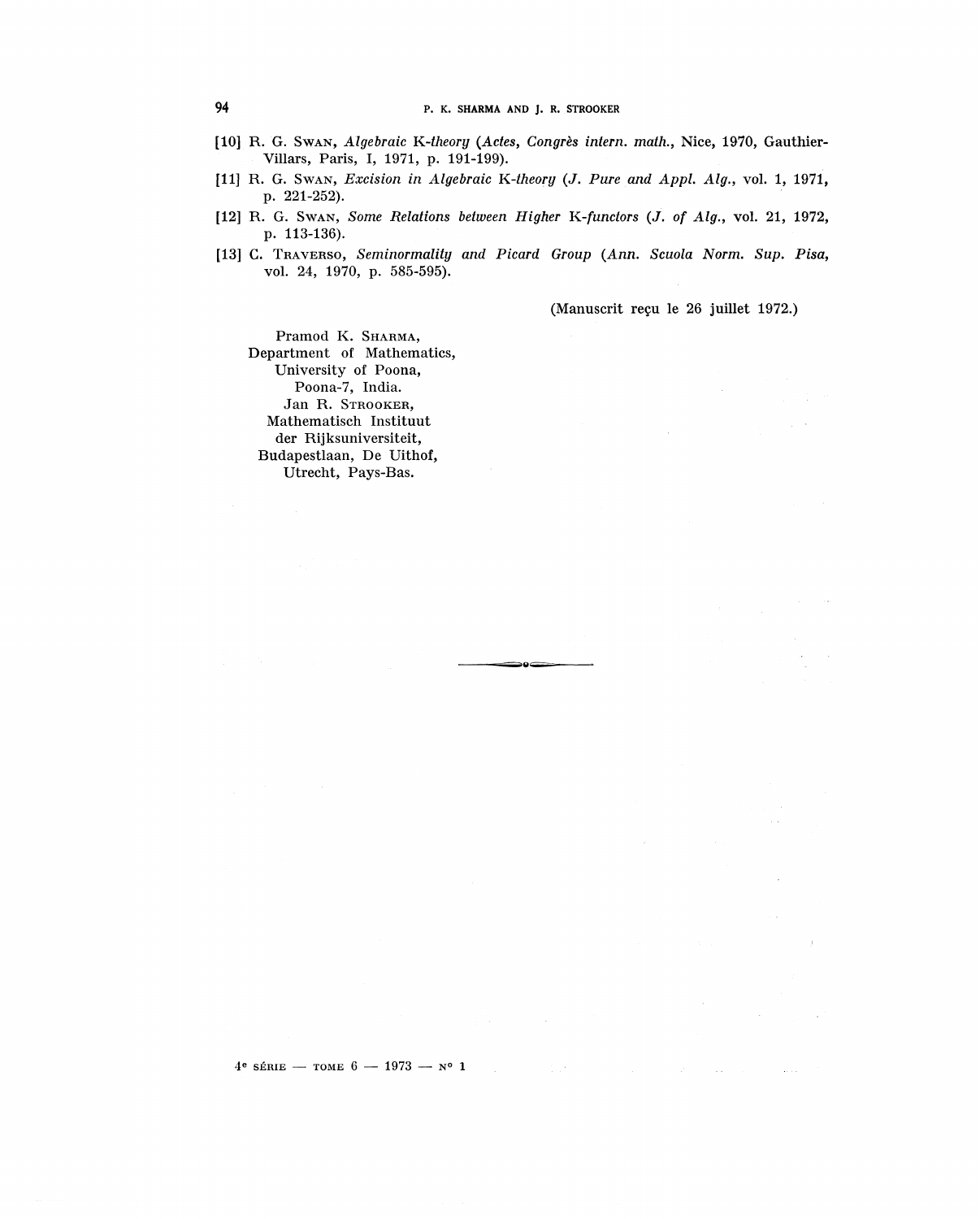[10] R. G. Swan, *Algebraic* K-*theory* (*Actes, Congrès intern. math.*, Nice, 1970, Gauthier-Villars, Paris, I, 1971, p. 191-199).

[11] R. G. Swan, *Excision in Algebraic* K-*theory* (*J. Pure and Appl. Alg.*, vol. 1, 1971, p. 221-252).

[12] R. G. Swan, *Some Relations between Higher* K-*functors* (*J. of Alg.*, vol. 21, 1972, p. 113-136).

[13] C. Traverso, *Seminormality and Picard Group* (*Ann. Scuola Norm. Sup. Pisa*, vol. 24, 1970, p. 585-595).

(Manuscrit reçu le 26 juillet 1972.)

Pramod K. Sharma,
Department of Mathematics,
University of Poona,
Poona-7, India.

Jan R. Strooker,
Mathematisch Instituut
der Rijksuniversiteit,
Budapestlaan, De Uithof,
Utrecht, Pays-Bas.